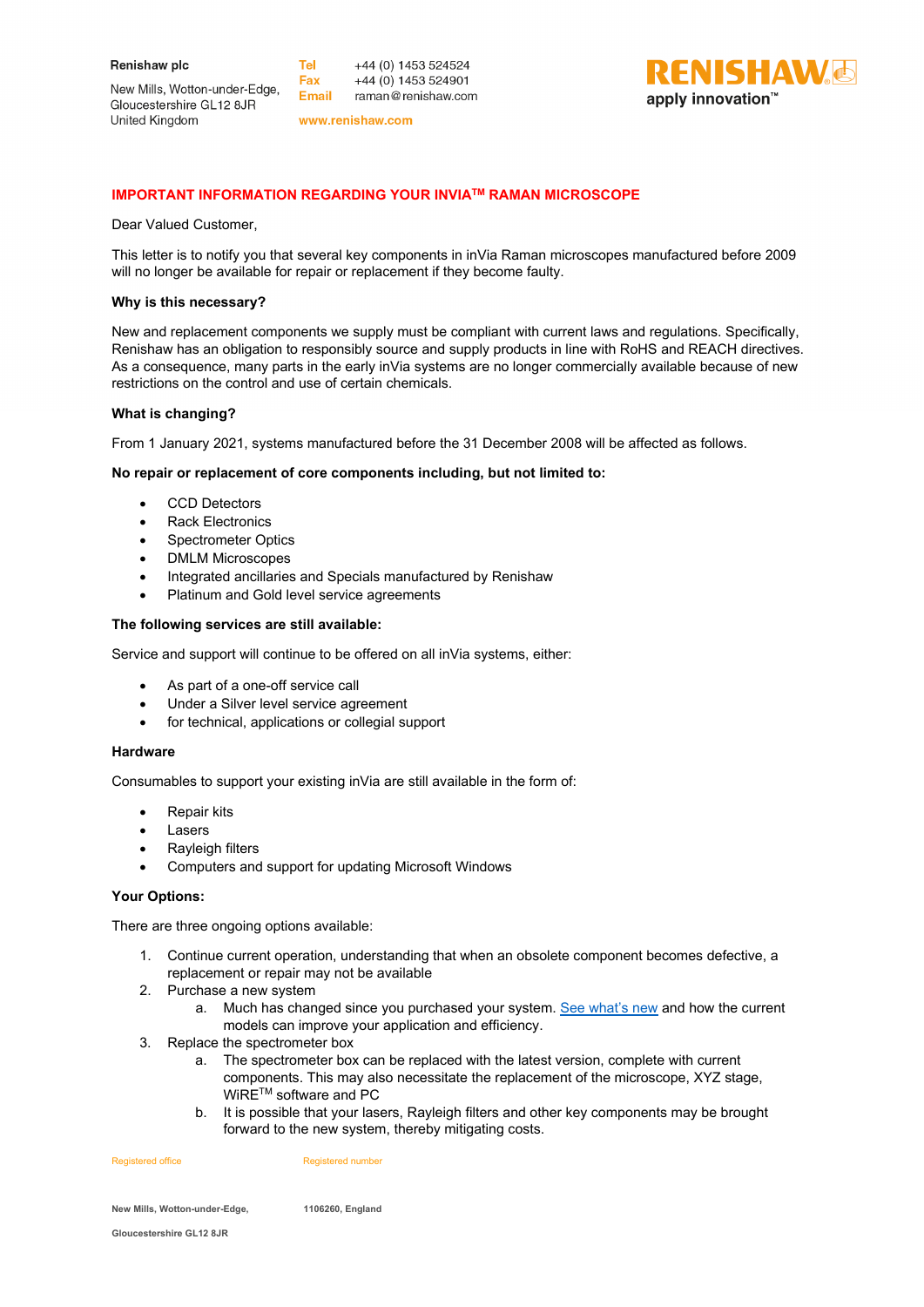Renishaw plc

New Mills, Wotton-under-Edge,
Gloucestershire GL12 8JR
United Kingdom

Tel +44 (0) 1453 524524
Fax +44 (0) 1453 524901
Email raman@renishaw.com

www.renishaw.com

RENISHAW
apply innovation™

## IMPORTANT INFORMATION REGARDING YOUR INVIA™ RAMAN MICROSCOPE

Dear Valued Customer,

This letter is to notify you that several key components in inVia Raman microscopes manufactured before 2009 will no longer be available for repair or replacement if they become faulty.

**Why is this necessary?**

New and replacement components we supply must be compliant with current laws and regulations. Specifically, Renishaw has an obligation to responsibly source and supply products in line with RoHS and REACH directives. As a consequence, many parts in the early inVia systems are no longer commercially available because of new restrictions on the control and use of certain chemicals.

**What is changing?**

From 1 January 2021, systems manufactured before the 31 December 2008 will be affected as follows.

**No repair or replacement of core components including, but not limited to:**

- CCD Detectors
- Rack Electronics
- Spectrometer Optics
- DMLM Microscopes
- Integrated ancillaries and Specials manufactured by Renishaw
- Platinum and Gold level service agreements

**The following services are still available:**

Service and support will continue to be offered on all inVia systems, either:

- As part of a one-off service call
- Under a Silver level service agreement
- for technical, applications or collegial support

**Hardware**

Consumables to support your existing inVia are still available in the form of:

- Repair kits
- Lasers
- Rayleigh filters
- Computers and support for updating Microsoft Windows

**Your Options:**

There are three ongoing options available:

1. Continue current operation, understanding that when an obsolete component becomes defective, a replacement or repair may not be available
2. Purchase a new system
   a. Much has changed since you purchased your system. See what's new and how the current models can improve your application and efficiency.
3. Replace the spectrometer box
   a. The spectrometer box can be replaced with the latest version, complete with current components. This may also necessitate the replacement of the microscope, XYZ stage, WiRE™ software and PC
   b. It is possible that your lasers, Rayleigh filters and other key components may be brought forward to the new system, thereby mitigating costs.

Registered office: New Mills, Wotton-under-Edge, Gloucestershire GL12 8JR

Registered number: 1106260, England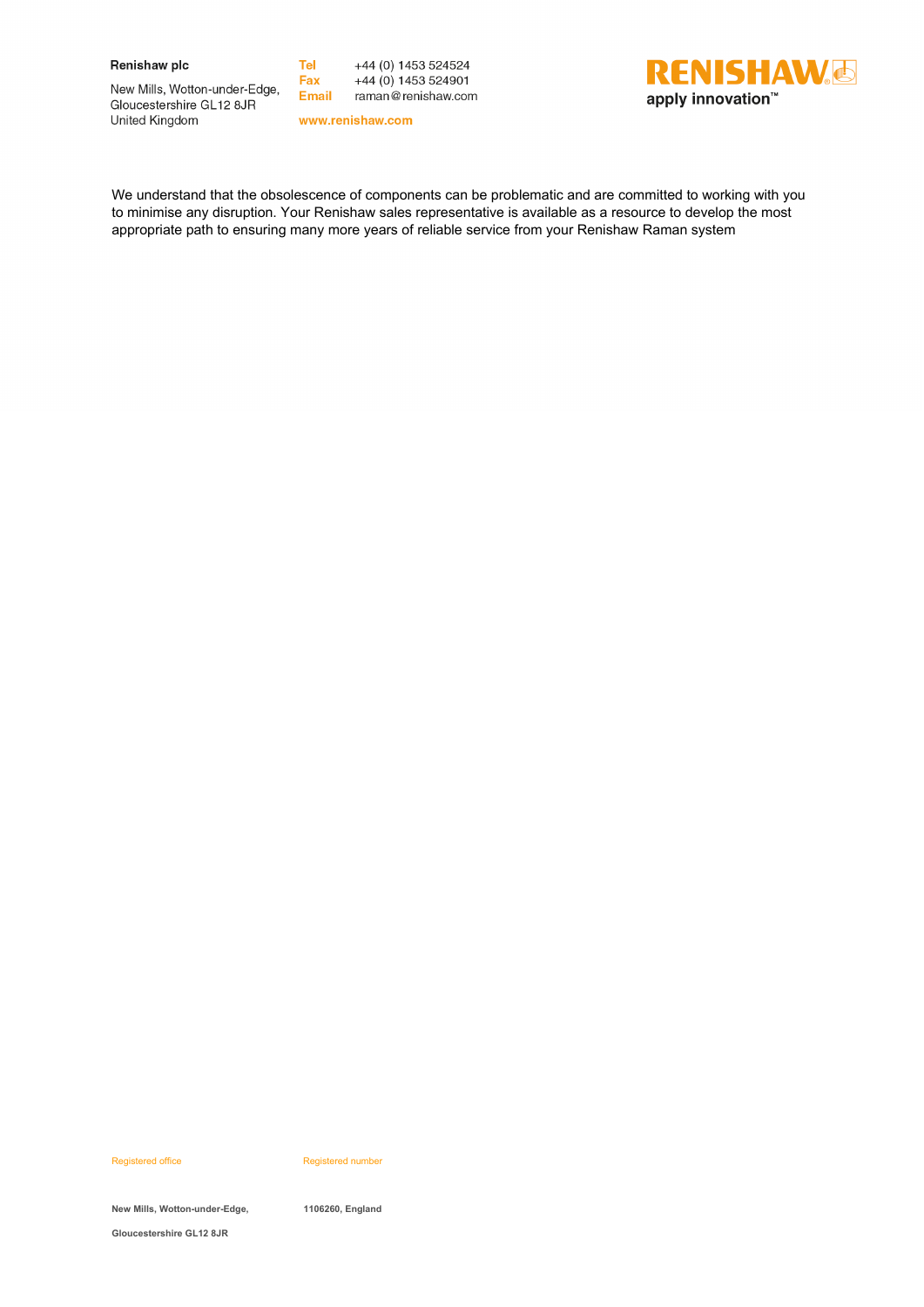**Renishaw plc**

New Mills, Wotton-under-Edge,
Gloucestershire GL12 8JR
United Kingdom

**Tel** +44 (0) 1453 524524
**Fax** +44 (0) 1453 524901
**Email** raman@renishaw.com

**www.renishaw.com**

RENISHAW
apply innovation™

We understand that the obsolescence of components can be problematic and are committed to working with you to minimise any disruption. Your Renishaw sales representative is available as a resource to develop the most appropriate path to ensuring many more years of reliable service from your Renishaw Raman system

Registered office

**New Mills, Wotton-under-Edge,**

**Gloucestershire GL12 8JR**

Registered number

**1106260, England**